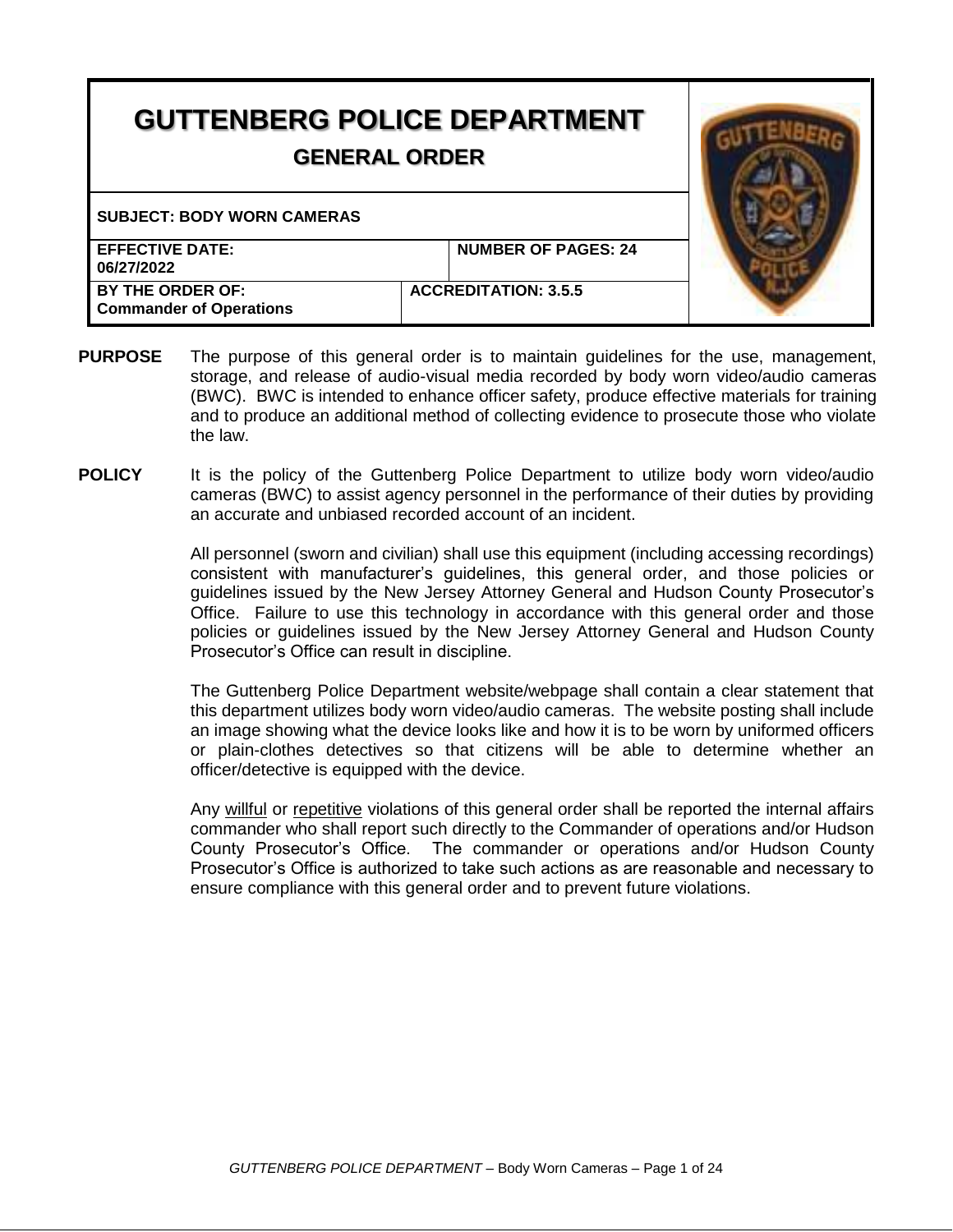# GUTTENBERG POLICE DEPARTMENT

## GENERAL ORDER

| **SUBJECT: BODY WORN CAMERAS** | |
|---|---|
| **EFFECTIVE DATE: 06/27/2022** | **NUMBER OF PAGES: 24** |
| **BY THE ORDER OF: Commander of Operations** | **ACCREDITATION: 3.5.5** |

**PURPOSE** The purpose of this general order is to maintain guidelines for the use, management, storage, and release of audio-visual media recorded by body worn video/audio cameras (BWC). BWC is intended to enhance officer safety, produce effective materials for training and to produce an additional method of collecting evidence to prosecute those who violate the law.

**POLICY** It is the policy of the Guttenberg Police Department to utilize body worn video/audio cameras (BWC) to assist agency personnel in the performance of their duties by providing an accurate and unbiased recorded account of an incident.

All personnel (sworn and civilian) shall use this equipment (including accessing recordings) consistent with manufacturer's guidelines, this general order, and those policies or guidelines issued by the New Jersey Attorney General and Hudson County Prosecutor's Office. Failure to use this technology in accordance with this general order and those policies or guidelines issued by the New Jersey Attorney General and Hudson County Prosecutor's Office can result in discipline.

The Guttenberg Police Department website/webpage shall contain a clear statement that this department utilizes body worn video/audio cameras. The website posting shall include an image showing what the device looks like and how it is to be worn by uniformed officers or plain-clothes detectives so that citizens will be able to determine whether an officer/detective is equipped with the device.

Any willful or repetitive violations of this general order shall be reported the internal affairs commander who shall report such directly to the Commander of operations and/or Hudson County Prosecutor's Office. The commander or operations and/or Hudson County Prosecutor's Office is authorized to take such actions as are reasonable and necessary to ensure compliance with this general order and to prevent future violations.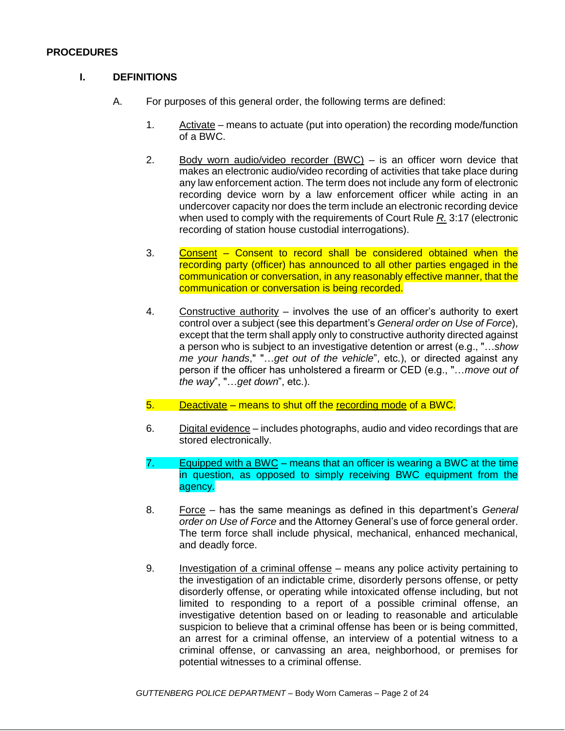## PROCEDURES

### I. DEFINITIONS

A. For purposes of this general order, the following terms are defined:

1. Activate – means to actuate (put into operation) the recording mode/function of a BWC.

2. Body worn audio/video recorder (BWC) – is an officer worn device that makes an electronic audio/video recording of activities that take place during any law enforcement action. The term does not include any form of electronic recording device worn by a law enforcement officer while acting in an undercover capacity nor does the term include an electronic recording device when used to comply with the requirements of Court Rule *R.* 3:17 (electronic recording of station house custodial interrogations).

3. Consent – Consent to record shall be considered obtained when the recording party (officer) has announced to all other parties engaged in the communication or conversation, in any reasonably effective manner, that the communication or conversation is being recorded.

4. Constructive authority – involves the use of an officer's authority to exert control over a subject (see this department's *General order on Use of Force*), except that the term shall apply only to constructive authority directed against a person who is subject to an investigative detention or arrest (e.g., "*…show me your hands*," "*…get out of the vehicle*", etc.), or directed against any person if the officer has unholstered a firearm or CED (e.g., "*…move out of the way*", "*…get down*", etc.).

5. Deactivate – means to shut off the recording mode of a BWC.

6. Digital evidence – includes photographs, audio and video recordings that are stored electronically.

7. Equipped with a BWC – means that an officer is wearing a BWC at the time in question, as opposed to simply receiving BWC equipment from the agency.

8. Force – has the same meanings as defined in this department's *General order on Use of Force* and the Attorney General's use of force general order. The term force shall include physical, mechanical, enhanced mechanical, and deadly force.

9. Investigation of a criminal offense – means any police activity pertaining to the investigation of an indictable crime, disorderly persons offense, or petty disorderly offense, or operating while intoxicated offense including, but not limited to responding to a report of a possible criminal offense, an investigative detention based on or leading to reasonable and articulable suspicion to believe that a criminal offense has been or is being committed, an arrest for a criminal offense, an interview of a potential witness to a criminal offense, or canvassing an area, neighborhood, or premises for potential witnesses to a criminal offense.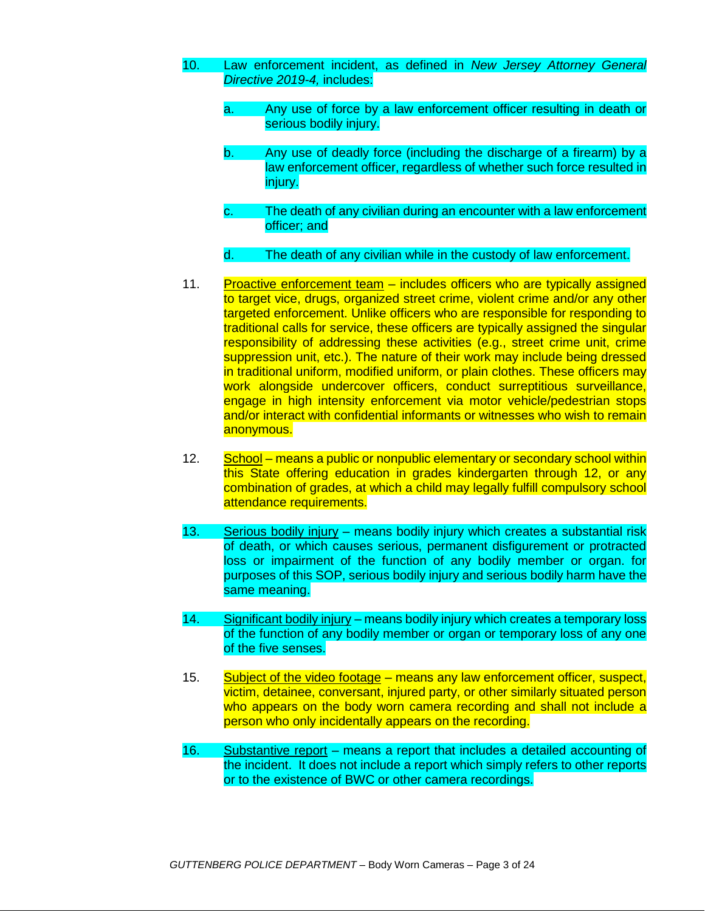10. Law enforcement incident, as defined in *New Jersey Attorney General Directive 2019-4,* includes:

    a. Any use of force by a law enforcement officer resulting in death or serious bodily injury.

    b. Any use of deadly force (including the discharge of a firearm) by a law enforcement officer, regardless of whether such force resulted in injury.

    c. The death of any civilian during an encounter with a law enforcement officer; and

    d. The death of any civilian while in the custody of law enforcement.

11. Proactive enforcement team – includes officers who are typically assigned to target vice, drugs, organized street crime, violent crime and/or any other targeted enforcement. Unlike officers who are responsible for responding to traditional calls for service, these officers are typically assigned the singular responsibility of addressing these activities (e.g., street crime unit, crime suppression unit, etc.). The nature of their work may include being dressed in traditional uniform, modified uniform, or plain clothes. These officers may work alongside undercover officers, conduct surreptitious surveillance, engage in high intensity enforcement via motor vehicle/pedestrian stops and/or interact with confidential informants or witnesses who wish to remain anonymous.

12. School – means a public or nonpublic elementary or secondary school within this State offering education in grades kindergarten through 12, or any combination of grades, at which a child may legally fulfill compulsory school attendance requirements.

13. Serious bodily injury – means bodily injury which creates a substantial risk of death, or which causes serious, permanent disfigurement or protracted loss or impairment of the function of any bodily member or organ. for purposes of this SOP, serious bodily injury and serious bodily harm have the same meaning.

14. Significant bodily injury – means bodily injury which creates a temporary loss of the function of any bodily member or organ or temporary loss of any one of the five senses.

15. Subject of the video footage – means any law enforcement officer, suspect, victim, detainee, conversant, injured party, or other similarly situated person who appears on the body worn camera recording and shall not include a person who only incidentally appears on the recording.

16. Substantive report – means a report that includes a detailed accounting of the incident. It does not include a report which simply refers to other reports or to the existence of BWC or other camera recordings.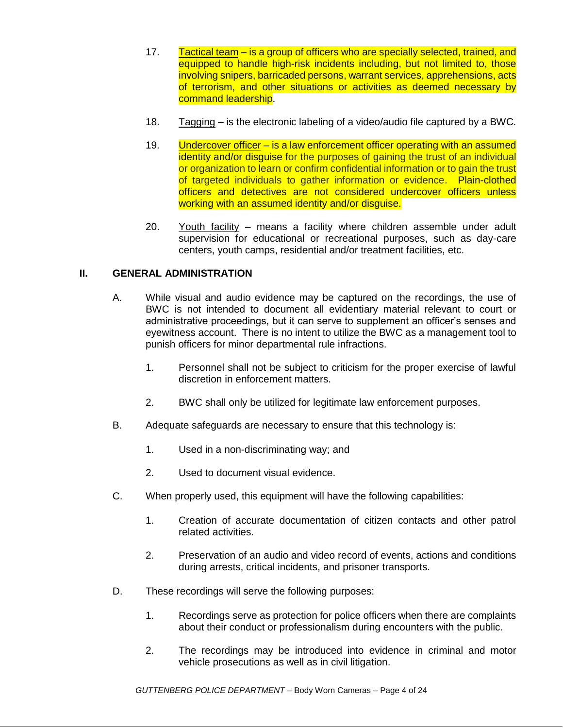17. Tactical team – is a group of officers who are specially selected, trained, and equipped to handle high-risk incidents including, but not limited to, those involving snipers, barricaded persons, warrant services, apprehensions, acts of terrorism, and other situations or activities as deemed necessary by command leadership.

18. Tagging – is the electronic labeling of a video/audio file captured by a BWC.

19. Undercover officer – is a law enforcement officer operating with an assumed identity and/or disguise for the purposes of gaining the trust of an individual or organization to learn or confirm confidential information or to gain the trust of targeted individuals to gather information or evidence. Plain-clothed officers and detectives are not considered undercover officers unless working with an assumed identity and/or disguise.

20. Youth facility – means a facility where children assemble under adult supervision for educational or recreational purposes, such as day-care centers, youth camps, residential and/or treatment facilities, etc.

## II. GENERAL ADMINISTRATION

A. While visual and audio evidence may be captured on the recordings, the use of BWC is not intended to document all evidentiary material relevant to court or administrative proceedings, but it can serve to supplement an officer's senses and eyewitness account. There is no intent to utilize the BWC as a management tool to punish officers for minor departmental rule infractions.

   1. Personnel shall not be subject to criticism for the proper exercise of lawful discretion in enforcement matters.

   2. BWC shall only be utilized for legitimate law enforcement purposes.

B. Adequate safeguards are necessary to ensure that this technology is:

   1. Used in a non-discriminating way; and

   2. Used to document visual evidence.

C. When properly used, this equipment will have the following capabilities:

   1. Creation of accurate documentation of citizen contacts and other patrol related activities.

   2. Preservation of an audio and video record of events, actions and conditions during arrests, critical incidents, and prisoner transports.

D. These recordings will serve the following purposes:

   1. Recordings serve as protection for police officers when there are complaints about their conduct or professionalism during encounters with the public.

   2. The recordings may be introduced into evidence in criminal and motor vehicle prosecutions as well as in civil litigation.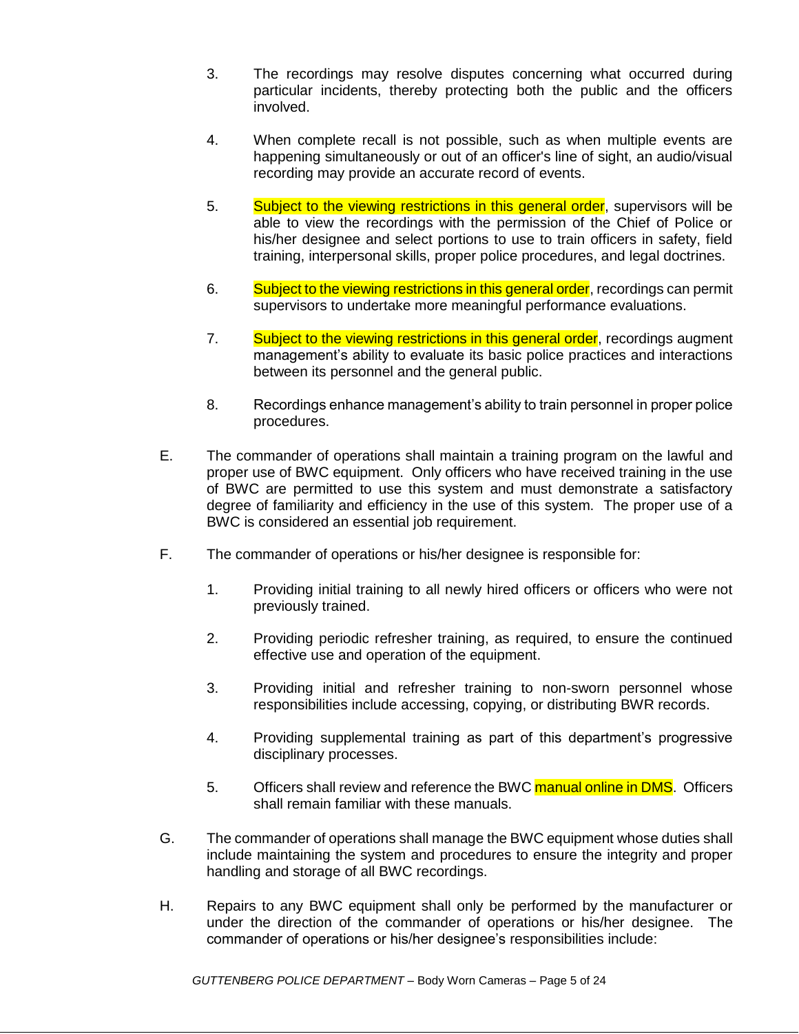3. The recordings may resolve disputes concerning what occurred during particular incidents, thereby protecting both the public and the officers involved.

4. When complete recall is not possible, such as when multiple events are happening simultaneously or out of an officer's line of sight, an audio/visual recording may provide an accurate record of events.

5. Subject to the viewing restrictions in this general order, supervisors will be able to view the recordings with the permission of the Chief of Police or his/her designee and select portions to use to train officers in safety, field training, interpersonal skills, proper police procedures, and legal doctrines.

6. Subject to the viewing restrictions in this general order, recordings can permit supervisors to undertake more meaningful performance evaluations.

7. Subject to the viewing restrictions in this general order, recordings augment management's ability to evaluate its basic police practices and interactions between its personnel and the general public.

8. Recordings enhance management's ability to train personnel in proper police procedures.

E. The commander of operations shall maintain a training program on the lawful and proper use of BWC equipment. Only officers who have received training in the use of BWC are permitted to use this system and must demonstrate a satisfactory degree of familiarity and efficiency in the use of this system. The proper use of a BWC is considered an essential job requirement.

F. The commander of operations or his/her designee is responsible for:

1. Providing initial training to all newly hired officers or officers who were not previously trained.

2. Providing periodic refresher training, as required, to ensure the continued effective use and operation of the equipment.

3. Providing initial and refresher training to non-sworn personnel whose responsibilities include accessing, copying, or distributing BWR records.

4. Providing supplemental training as part of this department's progressive disciplinary processes.

5. Officers shall review and reference the BWC manual online in DMS. Officers shall remain familiar with these manuals.

G. The commander of operations shall manage the BWC equipment whose duties shall include maintaining the system and procedures to ensure the integrity and proper handling and storage of all BWC recordings.

H. Repairs to any BWC equipment shall only be performed by the manufacturer or under the direction of the commander of operations or his/her designee. The commander of operations or his/her designee's responsibilities include: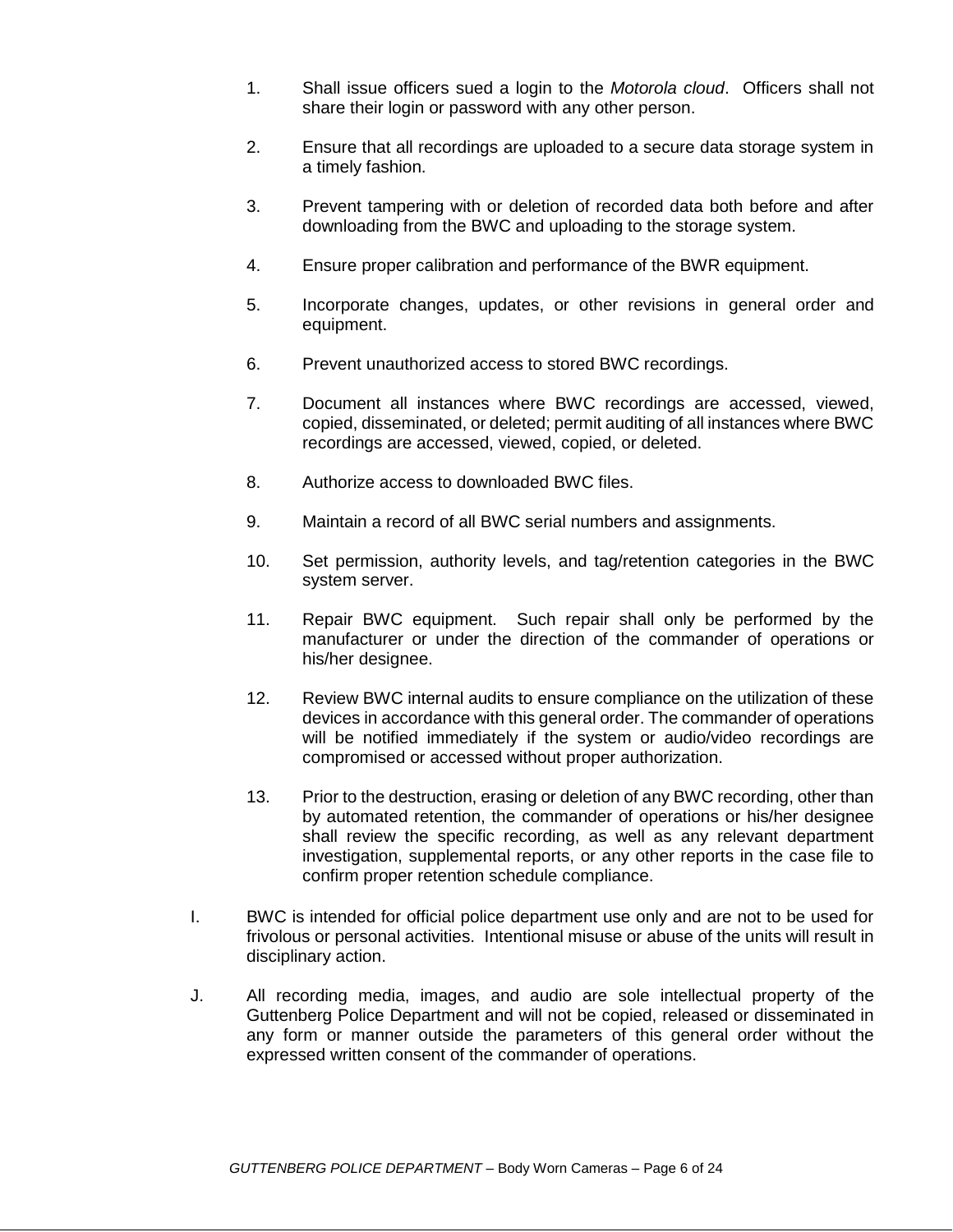1. Shall issue officers sued a login to the *Motorola cloud*. Officers shall not share their login or password with any other person.

2. Ensure that all recordings are uploaded to a secure data storage system in a timely fashion.

3. Prevent tampering with or deletion of recorded data both before and after downloading from the BWC and uploading to the storage system.

4. Ensure proper calibration and performance of the BWR equipment.

5. Incorporate changes, updates, or other revisions in general order and equipment.

6. Prevent unauthorized access to stored BWC recordings.

7. Document all instances where BWC recordings are accessed, viewed, copied, disseminated, or deleted; permit auditing of all instances where BWC recordings are accessed, viewed, copied, or deleted.

8. Authorize access to downloaded BWC files.

9. Maintain a record of all BWC serial numbers and assignments.

10. Set permission, authority levels, and tag/retention categories in the BWC system server.

11. Repair BWC equipment. Such repair shall only be performed by the manufacturer or under the direction of the commander of operations or his/her designee.

12. Review BWC internal audits to ensure compliance on the utilization of these devices in accordance with this general order. The commander of operations will be notified immediately if the system or audio/video recordings are compromised or accessed without proper authorization.

13. Prior to the destruction, erasing or deletion of any BWC recording, other than by automated retention, the commander of operations or his/her designee shall review the specific recording, as well as any relevant department investigation, supplemental reports, or any other reports in the case file to confirm proper retention schedule compliance.

I. BWC is intended for official police department use only and are not to be used for frivolous or personal activities. Intentional misuse or abuse of the units will result in disciplinary action.

J. All recording media, images, and audio are sole intellectual property of the Guttenberg Police Department and will not be copied, released or disseminated in any form or manner outside the parameters of this general order without the expressed written consent of the commander of operations.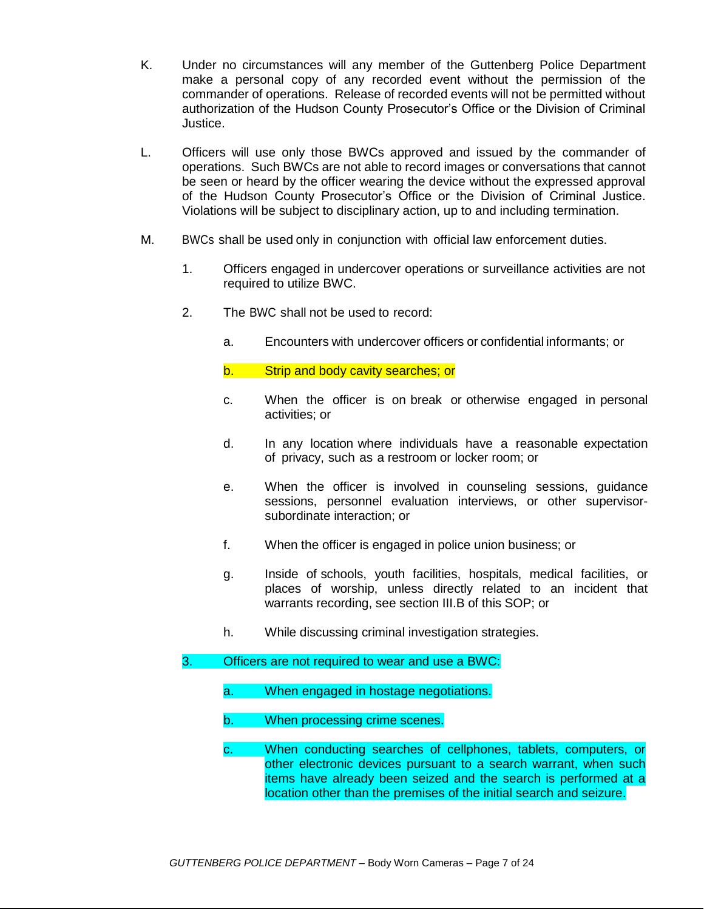K. Under no circumstances will any member of the Guttenberg Police Department make a personal copy of any recorded event without the permission of the commander of operations. Release of recorded events will not be permitted without authorization of the Hudson County Prosecutor's Office or the Division of Criminal Justice.

L. Officers will use only those BWCs approved and issued by the commander of operations. Such BWCs are not able to record images or conversations that cannot be seen or heard by the officer wearing the device without the expressed approval of the Hudson County Prosecutor's Office or the Division of Criminal Justice. Violations will be subject to disciplinary action, up to and including termination.

M. BWCs shall be used only in conjunction with official law enforcement duties.

   1. Officers engaged in undercover operations or surveillance activities are not required to utilize BWC.

   2. The BWC shall not be used to record:

      a. Encounters with undercover officers or confidential informants; or

      b. Strip and body cavity searches; or

      c. When the officer is on break or otherwise engaged in personal activities; or

      d. In any location where individuals have a reasonable expectation of privacy, such as a restroom or locker room; or

      e. When the officer is involved in counseling sessions, guidance sessions, personnel evaluation interviews, or other supervisor-subordinate interaction; or

      f. When the officer is engaged in police union business; or

      g. Inside of schools, youth facilities, hospitals, medical facilities, or places of worship, unless directly related to an incident that warrants recording, see section III.B of this SOP; or

      h. While discussing criminal investigation strategies.

   3. Officers are not required to wear and use a BWC:

      a. When engaged in hostage negotiations.

      b. When processing crime scenes.

      c. When conducting searches of cellphones, tablets, computers, or other electronic devices pursuant to a search warrant, when such items have already been seized and the search is performed at a location other than the premises of the initial search and seizure.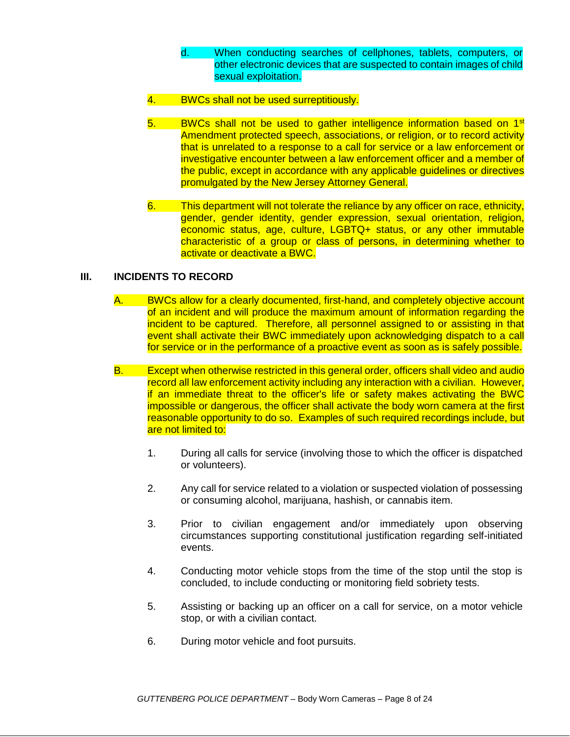d. When conducting searches of cellphones, tablets, computers, or other electronic devices that are suspected to contain images of child sexual exploitation.

4. BWCs shall not be used surreptitiously.

5. BWCs shall not be used to gather intelligence information based on 1st Amendment protected speech, associations, or religion, or to record activity that is unrelated to a response to a call for service or a law enforcement or investigative encounter between a law enforcement officer and a member of the public, except in accordance with any applicable guidelines or directives promulgated by the New Jersey Attorney General.

6. This department will not tolerate the reliance by any officer on race, ethnicity, gender, gender identity, gender expression, sexual orientation, religion, economic status, age, culture, LGBTQ+ status, or any other immutable characteristic of a group or class of persons, in determining whether to activate or deactivate a BWC.

## III. INCIDENTS TO RECORD

A. BWCs allow for a clearly documented, first-hand, and completely objective account of an incident and will produce the maximum amount of information regarding the incident to be captured. Therefore, all personnel assigned to or assisting in that event shall activate their BWC immediately upon acknowledging dispatch to a call for service or in the performance of a proactive event as soon as is safely possible.

B. Except when otherwise restricted in this general order, officers shall video and audio record all law enforcement activity including any interaction with a civilian. However, if an immediate threat to the officer's life or safety makes activating the BWC impossible or dangerous, the officer shall activate the body worn camera at the first reasonable opportunity to do so. Examples of such required recordings include, but are not limited to:

1. During all calls for service (involving those to which the officer is dispatched or volunteers).

2. Any call for service related to a violation or suspected violation of possessing or consuming alcohol, marijuana, hashish, or cannabis item.

3. Prior to civilian engagement and/or immediately upon observing circumstances supporting constitutional justification regarding self-initiated events.

4. Conducting motor vehicle stops from the time of the stop until the stop is concluded, to include conducting or monitoring field sobriety tests.

5. Assisting or backing up an officer on a call for service, on a motor vehicle stop, or with a civilian contact.

6. During motor vehicle and foot pursuits.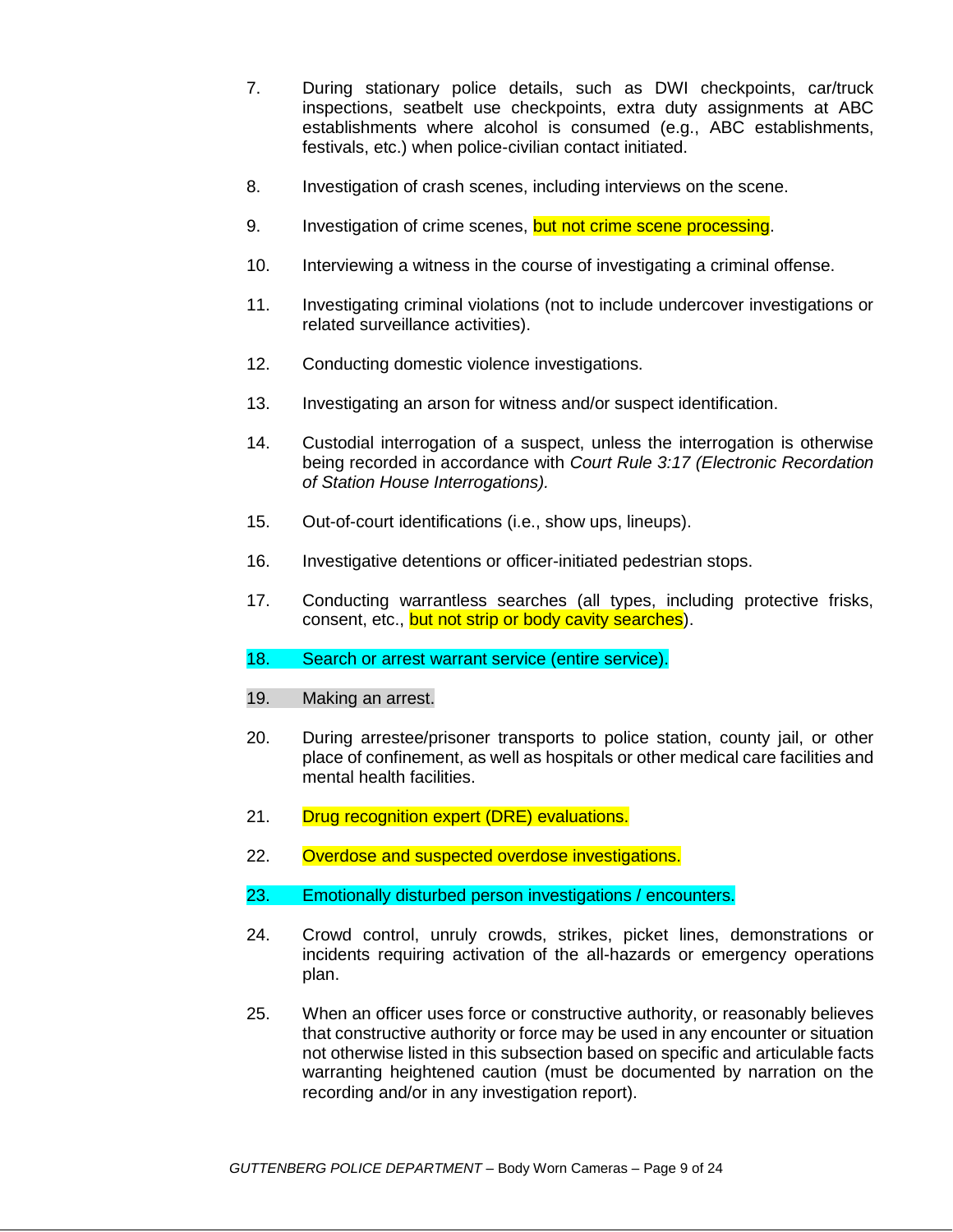7. During stationary police details, such as DWI checkpoints, car/truck inspections, seatbelt use checkpoints, extra duty assignments at ABC establishments where alcohol is consumed (e.g., ABC establishments, festivals, etc.) when police-civilian contact initiated.

8. Investigation of crash scenes, including interviews on the scene.

9. Investigation of crime scenes, but not crime scene processing.

10. Interviewing a witness in the course of investigating a criminal offense.

11. Investigating criminal violations (not to include undercover investigations or related surveillance activities).

12. Conducting domestic violence investigations.

13. Investigating an arson for witness and/or suspect identification.

14. Custodial interrogation of a suspect, unless the interrogation is otherwise being recorded in accordance with *Court Rule 3:17 (Electronic Recordation of Station House Interrogations).*

15. Out-of-court identifications (i.e., show ups, lineups).

16. Investigative detentions or officer-initiated pedestrian stops.

17. Conducting warrantless searches (all types, including protective frisks, consent, etc., but not strip or body cavity searches).

18. Search or arrest warrant service (entire service).

19. Making an arrest.

20. During arrestee/prisoner transports to police station, county jail, or other place of confinement, as well as hospitals or other medical care facilities and mental health facilities.

21. Drug recognition expert (DRE) evaluations.

22. Overdose and suspected overdose investigations.

23. Emotionally disturbed person investigations / encounters.

24. Crowd control, unruly crowds, strikes, picket lines, demonstrations or incidents requiring activation of the all-hazards or emergency operations plan.

25. When an officer uses force or constructive authority, or reasonably believes that constructive authority or force may be used in any encounter or situation not otherwise listed in this subsection based on specific and articulable facts warranting heightened caution (must be documented by narration on the recording and/or in any investigation report).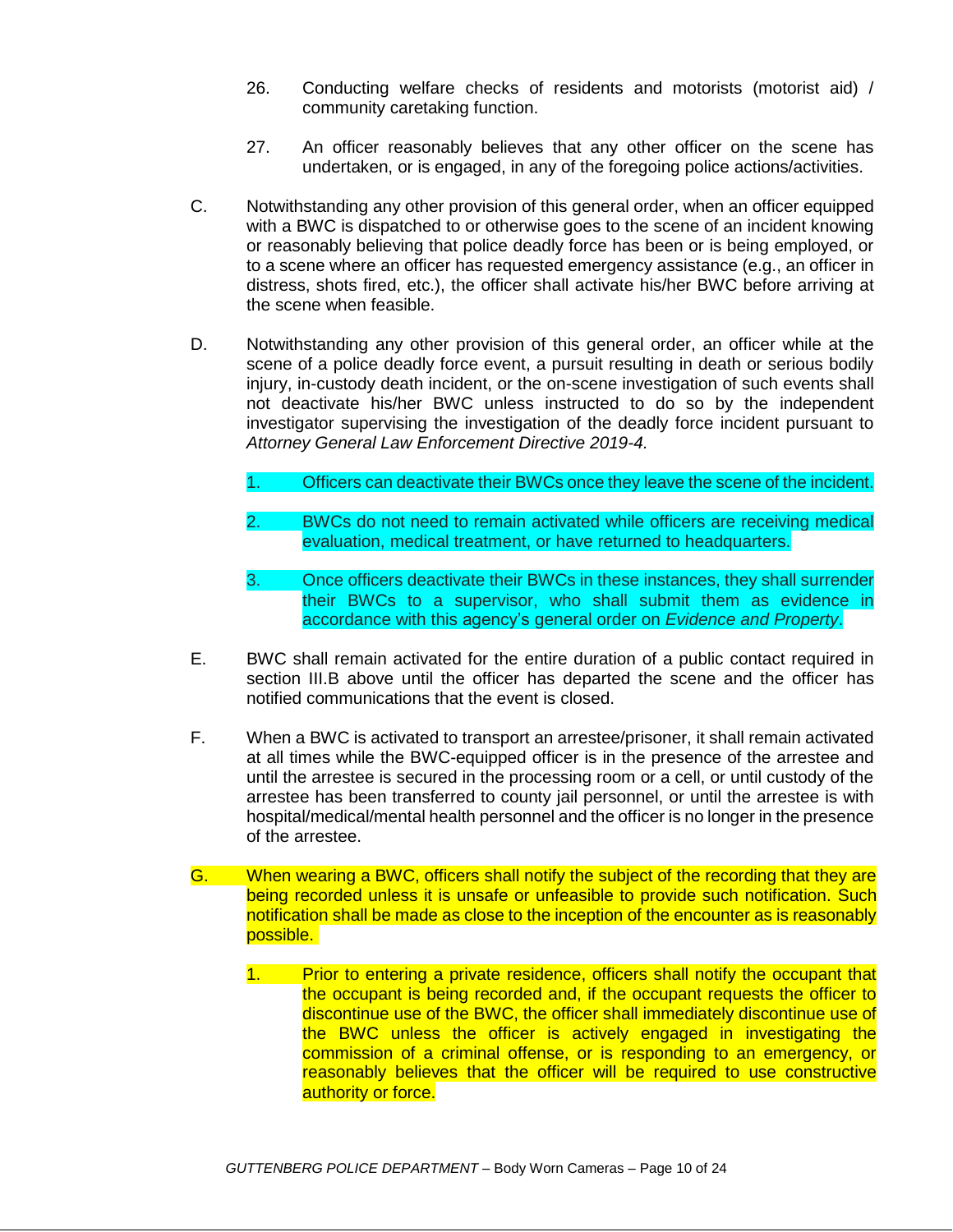26. Conducting welfare checks of residents and motorists (motorist aid) / community caretaking function.

27. An officer reasonably believes that any other officer on the scene has undertaken, or is engaged, in any of the foregoing police actions/activities.

C. Notwithstanding any other provision of this general order, when an officer equipped with a BWC is dispatched to or otherwise goes to the scene of an incident knowing or reasonably believing that police deadly force has been or is being employed, or to a scene where an officer has requested emergency assistance (e.g., an officer in distress, shots fired, etc.), the officer shall activate his/her BWC before arriving at the scene when feasible.

D. Notwithstanding any other provision of this general order, an officer while at the scene of a police deadly force event, a pursuit resulting in death or serious bodily injury, in-custody death incident, or the on-scene investigation of such events shall not deactivate his/her BWC unless instructed to do so by the independent investigator supervising the investigation of the deadly force incident pursuant to *Attorney General Law Enforcement Directive 2019-4.*

   1. Officers can deactivate their BWCs once they leave the scene of the incident.

   2. BWCs do not need to remain activated while officers are receiving medical evaluation, medical treatment, or have returned to headquarters.

   3. Once officers deactivate their BWCs in these instances, they shall surrender their BWCs to a supervisor, who shall submit them as evidence in accordance with this agency's general order on *Evidence and Property*.

E. BWC shall remain activated for the entire duration of a public contact required in section III.B above until the officer has departed the scene and the officer has notified communications that the event is closed.

F. When a BWC is activated to transport an arrestee/prisoner, it shall remain activated at all times while the BWC-equipped officer is in the presence of the arrestee and until the arrestee is secured in the processing room or a cell, or until custody of the arrestee has been transferred to county jail personnel, or until the arrestee is with hospital/medical/mental health personnel and the officer is no longer in the presence of the arrestee.

G. When wearing a BWC, officers shall notify the subject of the recording that they are being recorded unless it is unsafe or unfeasible to provide such notification. Such notification shall be made as close to the inception of the encounter as is reasonably possible.

   1. Prior to entering a private residence, officers shall notify the occupant that the occupant is being recorded and, if the occupant requests the officer to discontinue use of the BWC, the officer shall immediately discontinue use of the BWC unless the officer is actively engaged in investigating the commission of a criminal offense, or is responding to an emergency, or reasonably believes that the officer will be required to use constructive authority or force.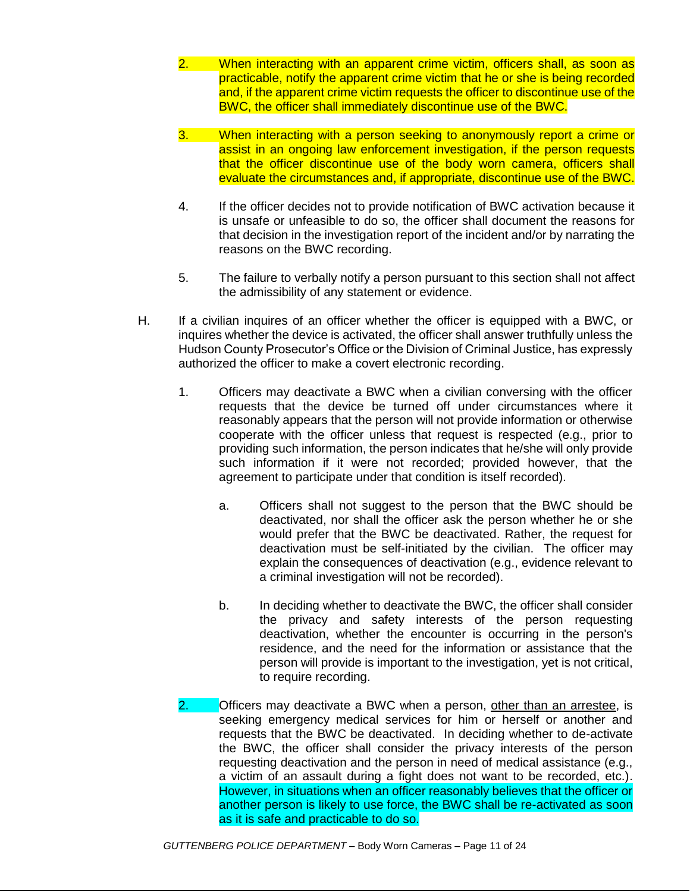2. When interacting with an apparent crime victim, officers shall, as soon as practicable, notify the apparent crime victim that he or she is being recorded and, if the apparent crime victim requests the officer to discontinue use of the BWC, the officer shall immediately discontinue use of the BWC.

3. When interacting with a person seeking to anonymously report a crime or assist in an ongoing law enforcement investigation, if the person requests that the officer discontinue use of the body worn camera, officers shall evaluate the circumstances and, if appropriate, discontinue use of the BWC.

4. If the officer decides not to provide notification of BWC activation because it is unsafe or unfeasible to do so, the officer shall document the reasons for that decision in the investigation report of the incident and/or by narrating the reasons on the BWC recording.

5. The failure to verbally notify a person pursuant to this section shall not affect the admissibility of any statement or evidence.

H. If a civilian inquires of an officer whether the officer is equipped with a BWC, or inquires whether the device is activated, the officer shall answer truthfully unless the Hudson County Prosecutor's Office or the Division of Criminal Justice, has expressly authorized the officer to make a covert electronic recording.

1. Officers may deactivate a BWC when a civilian conversing with the officer requests that the device be turned off under circumstances where it reasonably appears that the person will not provide information or otherwise cooperate with the officer unless that request is respected (e.g., prior to providing such information, the person indicates that he/she will only provide such information if it were not recorded; provided however, that the agreement to participate under that condition is itself recorded).

   a. Officers shall not suggest to the person that the BWC should be deactivated, nor shall the officer ask the person whether he or she would prefer that the BWC be deactivated. Rather, the request for deactivation must be self-initiated by the civilian. The officer may explain the consequences of deactivation (e.g., evidence relevant to a criminal investigation will not be recorded).

   b. In deciding whether to deactivate the BWC, the officer shall consider the privacy and safety interests of the person requesting deactivation, whether the encounter is occurring in the person's residence, and the need for the information or assistance that the person will provide is important to the investigation, yet is not critical, to require recording.

2. Officers may deactivate a BWC when a person, <u>other than an arrestee</u>, is seeking emergency medical services for him or herself or another and requests that the BWC be deactivated. In deciding whether to de-activate the BWC, the officer shall consider the privacy interests of the person requesting deactivation and the person in need of medical assistance (e.g., a victim of an assault during a fight does not want to be recorded, etc.). However, in situations when an officer reasonably believes that the officer or another person is likely to use force, the BWC shall be re-activated as soon as it is safe and practicable to do so.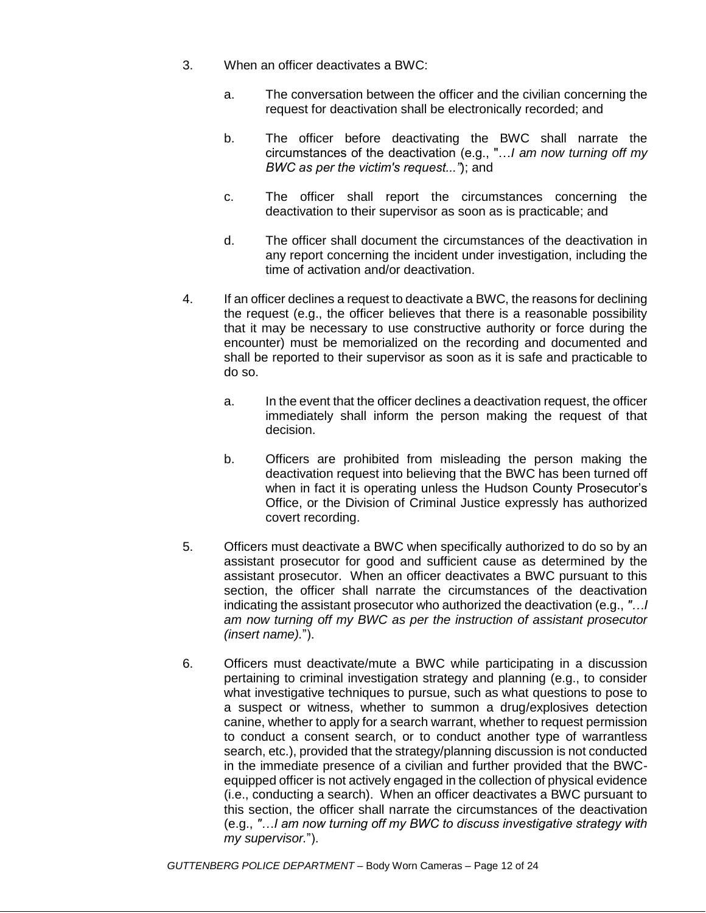3. When an officer deactivates a BWC:

   a. The conversation between the officer and the civilian concerning the request for deactivation shall be electronically recorded; and

   b. The officer before deactivating the BWC shall narrate the circumstances of the deactivation (e.g., "…*I am now turning off my BWC as per the victim's request...*"); and

   c. The officer shall report the circumstances concerning the deactivation to their supervisor as soon as is practicable; and

   d. The officer shall document the circumstances of the deactivation in any report concerning the incident under investigation, including the time of activation and/or deactivation.

4. If an officer declines a request to deactivate a BWC, the reasons for declining the request (e.g., the officer believes that there is a reasonable possibility that it may be necessary to use constructive authority or force during the encounter) must be memorialized on the recording and documented and shall be reported to their supervisor as soon as it is safe and practicable to do so.

   a. In the event that the officer declines a deactivation request, the officer immediately shall inform the person making the request of that decision.

   b. Officers are prohibited from misleading the person making the deactivation request into believing that the BWC has been turned off when in fact it is operating unless the Hudson County Prosecutor's Office, or the Division of Criminal Justice expressly has authorized covert recording.

5. Officers must deactivate a BWC when specifically authorized to do so by an assistant prosecutor for good and sufficient cause as determined by the assistant prosecutor. When an officer deactivates a BWC pursuant to this section, the officer shall narrate the circumstances of the deactivation indicating the assistant prosecutor who authorized the deactivation (e.g., *"…I am now turning off my BWC as per the instruction of assistant prosecutor (insert name).*").

6. Officers must deactivate/mute a BWC while participating in a discussion pertaining to criminal investigation strategy and planning (e.g., to consider what investigative techniques to pursue, such as what questions to pose to a suspect or witness, whether to summon a drug/explosives detection canine, whether to apply for a search warrant, whether to request permission to conduct a consent search, or to conduct another type of warrantless search, etc.), provided that the strategy/planning discussion is not conducted in the immediate presence of a civilian and further provided that the BWC-equipped officer is not actively engaged in the collection of physical evidence (i.e., conducting a search). When an officer deactivates a BWC pursuant to this section, the officer shall narrate the circumstances of the deactivation (e.g., *"…I am now turning off my BWC to discuss investigative strategy with my supervisor.*").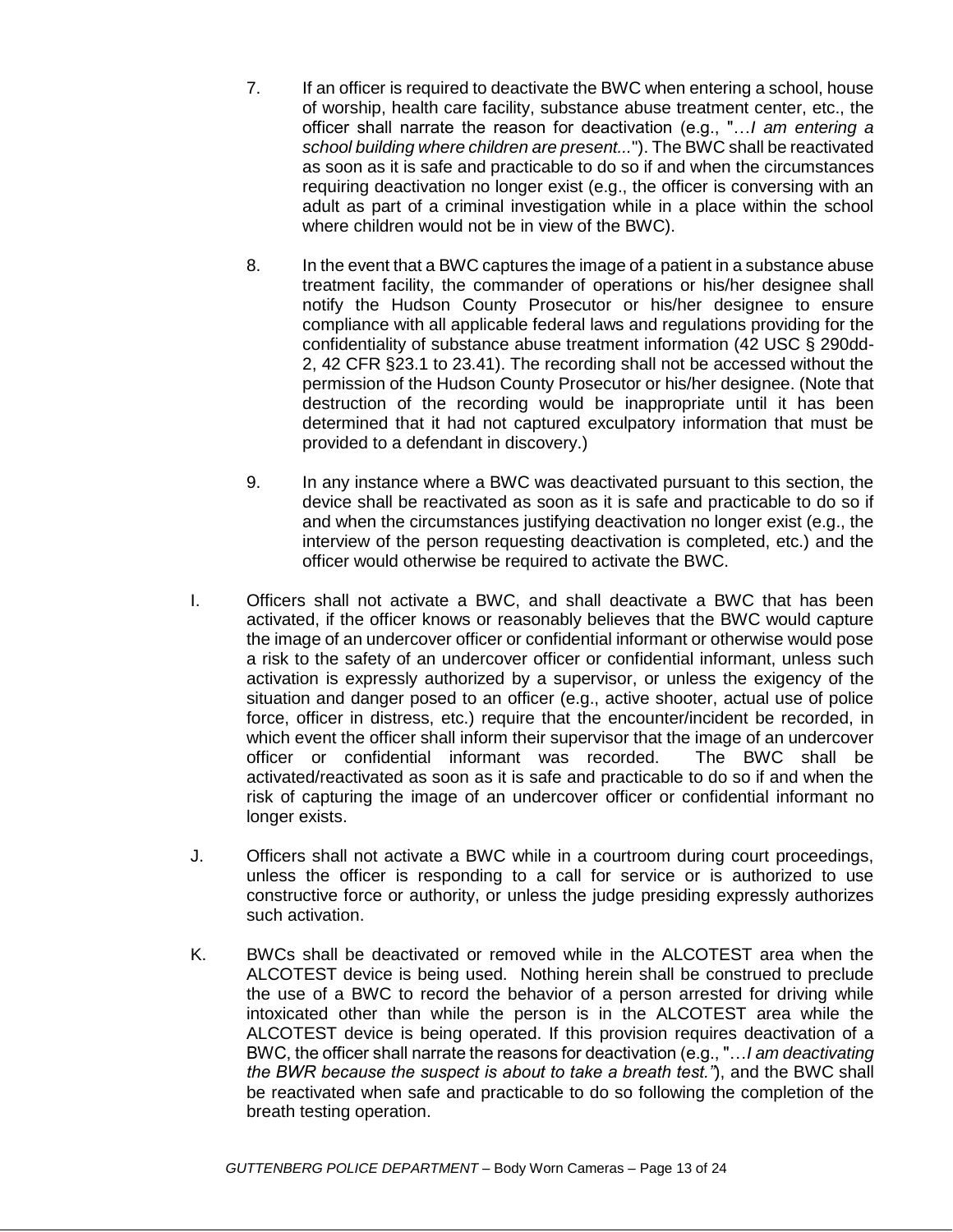7. If an officer is required to deactivate the BWC when entering a school, house of worship, health care facility, substance abuse treatment center, etc., the officer shall narrate the reason for deactivation (e.g., "…*I am entering a school building where children are present...*"). The BWC shall be reactivated as soon as it is safe and practicable to do so if and when the circumstances requiring deactivation no longer exist (e.g., the officer is conversing with an adult as part of a criminal investigation while in a place within the school where children would not be in view of the BWC).

8. In the event that a BWC captures the image of a patient in a substance abuse treatment facility, the commander of operations or his/her designee shall notify the Hudson County Prosecutor or his/her designee to ensure compliance with all applicable federal laws and regulations providing for the confidentiality of substance abuse treatment information (42 USC § 290dd-2, 42 CFR §23.1 to 23.41). The recording shall not be accessed without the permission of the Hudson County Prosecutor or his/her designee. (Note that destruction of the recording would be inappropriate until it has been determined that it had not captured exculpatory information that must be provided to a defendant in discovery.)

9. In any instance where a BWC was deactivated pursuant to this section, the device shall be reactivated as soon as it is safe and practicable to do so if and when the circumstances justifying deactivation no longer exist (e.g., the interview of the person requesting deactivation is completed, etc.) and the officer would otherwise be required to activate the BWC.

I. Officers shall not activate a BWC, and shall deactivate a BWC that has been activated, if the officer knows or reasonably believes that the BWC would capture the image of an undercover officer or confidential informant or otherwise would pose a risk to the safety of an undercover officer or confidential informant, unless such activation is expressly authorized by a supervisor, or unless the exigency of the situation and danger posed to an officer (e.g., active shooter, actual use of police force, officer in distress, etc.) require that the encounter/incident be recorded, in which event the officer shall inform their supervisor that the image of an undercover officer or confidential informant was recorded. The BWC shall be activated/reactivated as soon as it is safe and practicable to do so if and when the risk of capturing the image of an undercover officer or confidential informant no longer exists.

J. Officers shall not activate a BWC while in a courtroom during court proceedings, unless the officer is responding to a call for service or is authorized to use constructive force or authority, or unless the judge presiding expressly authorizes such activation.

K. BWCs shall be deactivated or removed while in the ALCOTEST area when the ALCOTEST device is being used. Nothing herein shall be construed to preclude the use of a BWC to record the behavior of a person arrested for driving while intoxicated other than while the person is in the ALCOTEST area while the ALCOTEST device is being operated. If this provision requires deactivation of a BWC, the officer shall narrate the reasons for deactivation (e.g., "…*I am deactivating the BWR because the suspect is about to take a breath test.”*), and the BWC shall be reactivated when safe and practicable to do so following the completion of the breath testing operation.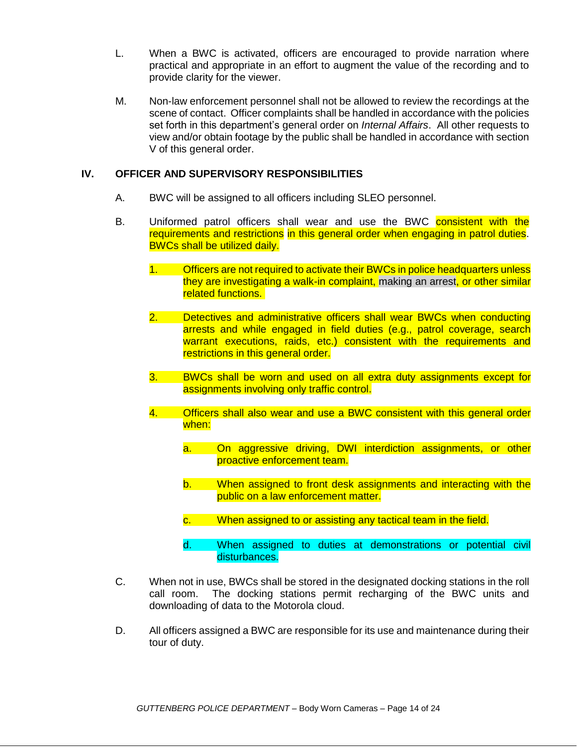L. When a BWC is activated, officers are encouraged to provide narration where practical and appropriate in an effort to augment the value of the recording and to provide clarity for the viewer.

M. Non-law enforcement personnel shall not be allowed to review the recordings at the scene of contact. Officer complaints shall be handled in accordance with the policies set forth in this department's general order on *Internal Affairs*. All other requests to view and/or obtain footage by the public shall be handled in accordance with section V of this general order.

## IV. OFFICER AND SUPERVISORY RESPONSIBILITIES

A. BWC will be assigned to all officers including SLEO personnel.

B. Uniformed patrol officers shall wear and use the BWC consistent with the requirements and restrictions in this general order when engaging in patrol duties. BWCs shall be utilized daily.

1. Officers are not required to activate their BWCs in police headquarters unless they are investigating a walk-in complaint, making an arrest, or other similar related functions.

2. Detectives and administrative officers shall wear BWCs when conducting arrests and while engaged in field duties (e.g., patrol coverage, search warrant executions, raids, etc.) consistent with the requirements and restrictions in this general order.

3. BWCs shall be worn and used on all extra duty assignments except for assignments involving only traffic control.

4. Officers shall also wear and use a BWC consistent with this general order when:

   a. On aggressive driving, DWI interdiction assignments, or other proactive enforcement team.

   b. When assigned to front desk assignments and interacting with the public on a law enforcement matter.

   c. When assigned to or assisting any tactical team in the field.

   d. When assigned to duties at demonstrations or potential civil disturbances.

C. When not in use, BWCs shall be stored in the designated docking stations in the roll call room. The docking stations permit recharging of the BWC units and downloading of data to the Motorola cloud.

D. All officers assigned a BWC are responsible for its use and maintenance during their tour of duty.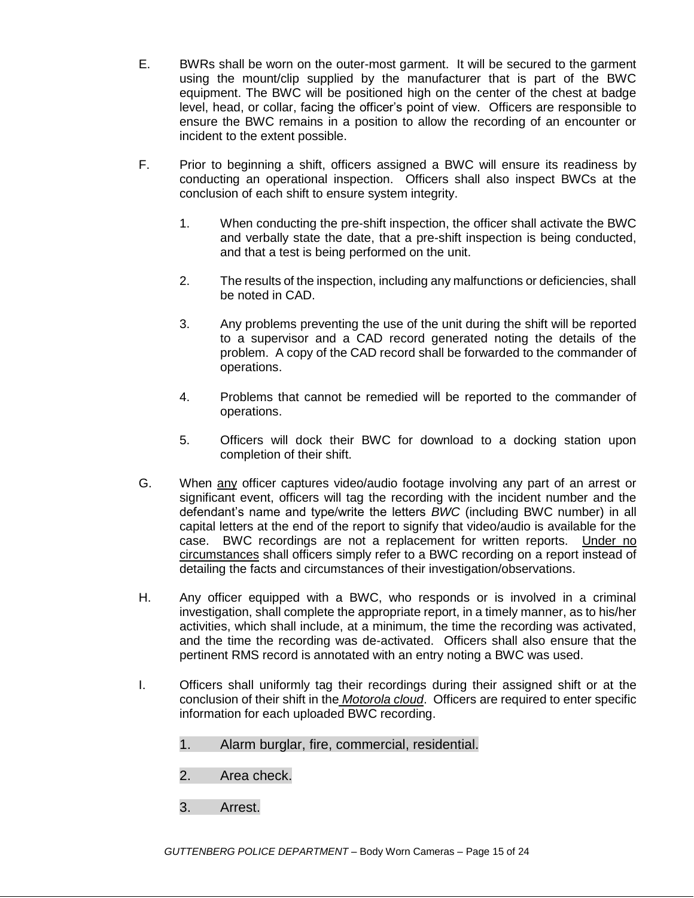E. BWRs shall be worn on the outer-most garment. It will be secured to the garment using the mount/clip supplied by the manufacturer that is part of the BWC equipment. The BWC will be positioned high on the center of the chest at badge level, head, or collar, facing the officer's point of view. Officers are responsible to ensure the BWC remains in a position to allow the recording of an encounter or incident to the extent possible.

F. Prior to beginning a shift, officers assigned a BWC will ensure its readiness by conducting an operational inspection. Officers shall also inspect BWCs at the conclusion of each shift to ensure system integrity.

   1. When conducting the pre-shift inspection, the officer shall activate the BWC and verbally state the date, that a pre-shift inspection is being conducted, and that a test is being performed on the unit.

   2. The results of the inspection, including any malfunctions or deficiencies, shall be noted in CAD.

   3. Any problems preventing the use of the unit during the shift will be reported to a supervisor and a CAD record generated noting the details of the problem. A copy of the CAD record shall be forwarded to the commander of operations.

   4. Problems that cannot be remedied will be reported to the commander of operations.

   5. Officers will dock their BWC for download to a docking station upon completion of their shift.

G. When <u>any</u> officer captures video/audio footage involving any part of an arrest or significant event, officers will tag the recording with the incident number and the defendant's name and type/write the letters *BWC* (including BWC number) in all capital letters at the end of the report to signify that video/audio is available for the case. BWC recordings are not a replacement for written reports. <u>Under no circumstances</u> shall officers simply refer to a BWC recording on a report instead of detailing the facts and circumstances of their investigation/observations.

H. Any officer equipped with a BWC, who responds or is involved in a criminal investigation, shall complete the appropriate report, in a timely manner, as to his/her activities, which shall include, at a minimum, the time the recording was activated, and the time the recording was de-activated. Officers shall also ensure that the pertinent RMS record is annotated with an entry noting a BWC was used.

I. Officers shall uniformly tag their recordings during their assigned shift or at the conclusion of their shift in the *<u>Motorola cloud</u>*. Officers are required to enter specific information for each uploaded BWC recording.

   1. Alarm burglar, fire, commercial, residential.

   2. Area check.

   3. Arrest.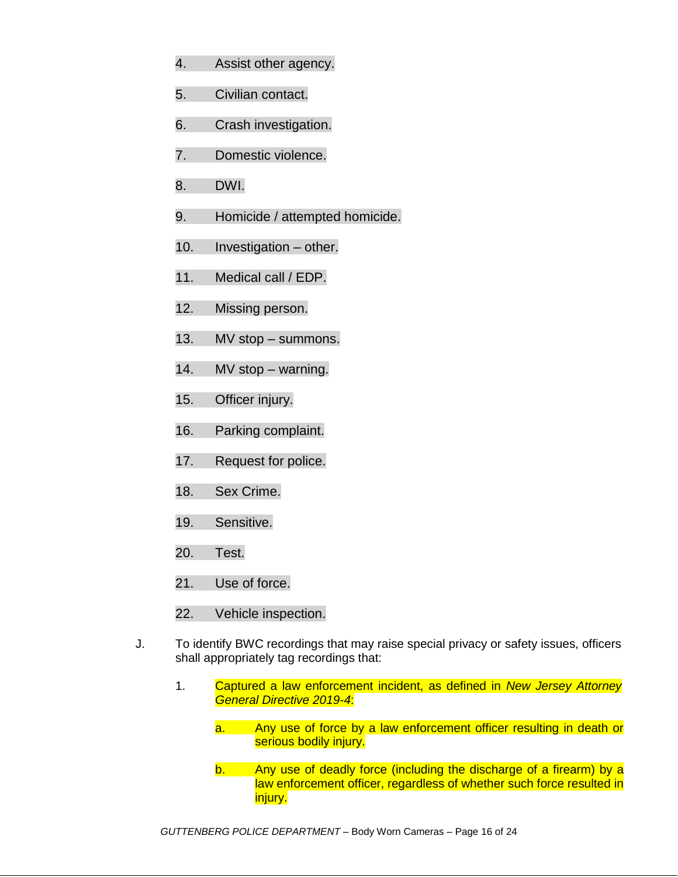4. Assist other agency.
5. Civilian contact.
6. Crash investigation.
7. Domestic violence.
8. DWI.
9. Homicide / attempted homicide.
10. Investigation – other.
11. Medical call / EDP.
12. Missing person.
13. MV stop – summons.
14. MV stop – warning.
15. Officer injury.
16. Parking complaint.
17. Request for police.
18. Sex Crime.
19. Sensitive.
20. Test.
21. Use of force.
22. Vehicle inspection.

J. To identify BWC recordings that may raise special privacy or safety issues, officers shall appropriately tag recordings that:

   1. Captured a law enforcement incident, as defined in *New Jersey Attorney General Directive 2019-4*:

      a. Any use of force by a law enforcement officer resulting in death or serious bodily injury.

      b. Any use of deadly force (including the discharge of a firearm) by a law enforcement officer, regardless of whether such force resulted in injury.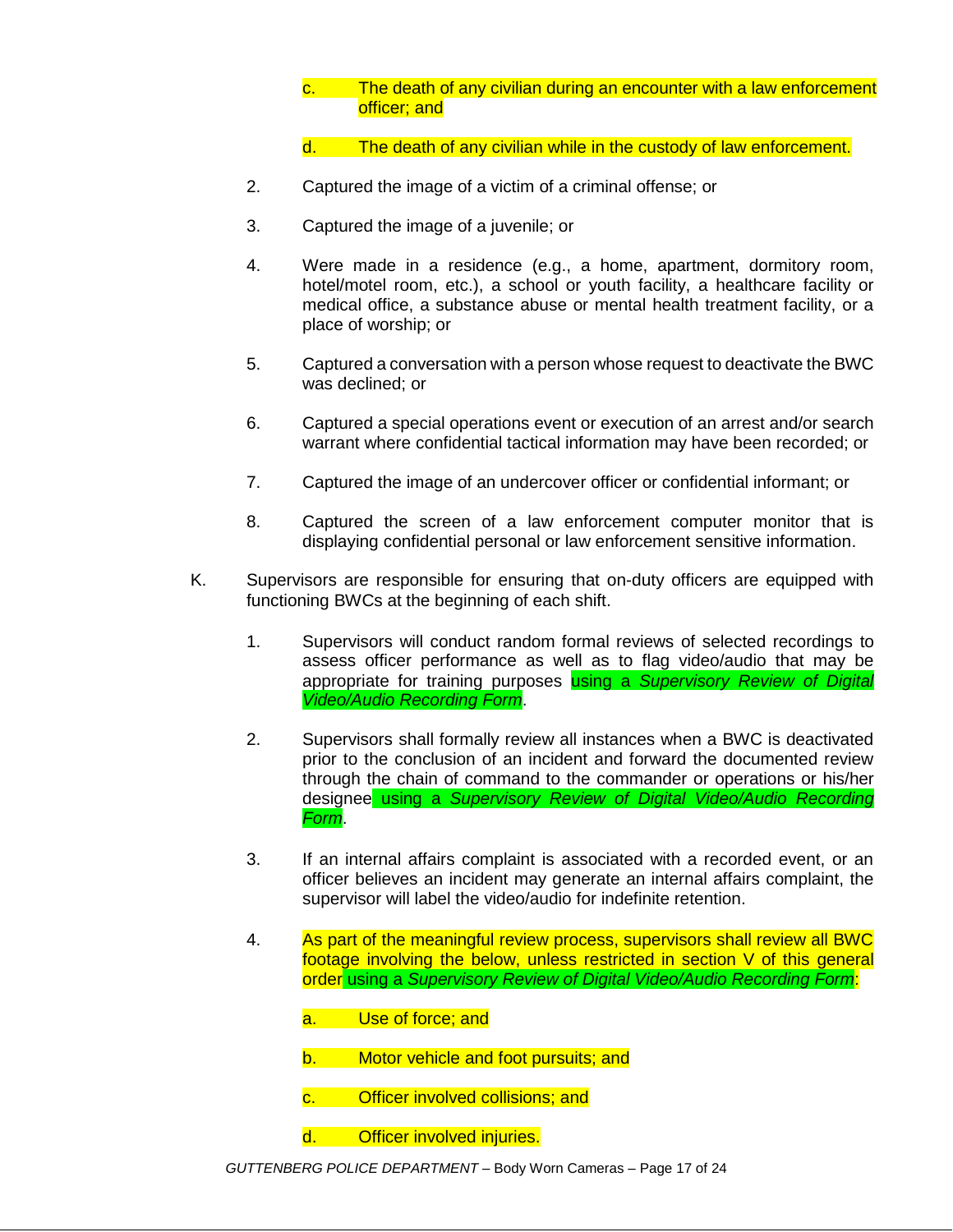c. The death of any civilian during an encounter with a law enforcement officer; and

d. The death of any civilian while in the custody of law enforcement.

2. Captured the image of a victim of a criminal offense; or

3. Captured the image of a juvenile; or

4. Were made in a residence (e.g., a home, apartment, dormitory room, hotel/motel room, etc.), a school or youth facility, a healthcare facility or medical office, a substance abuse or mental health treatment facility, or a place of worship; or

5. Captured a conversation with a person whose request to deactivate the BWC was declined; or

6. Captured a special operations event or execution of an arrest and/or search warrant where confidential tactical information may have been recorded; or

7. Captured the image of an undercover officer or confidential informant; or

8. Captured the screen of a law enforcement computer monitor that is displaying confidential personal or law enforcement sensitive information.

K. Supervisors are responsible for ensuring that on-duty officers are equipped with functioning BWCs at the beginning of each shift.

1. Supervisors will conduct random formal reviews of selected recordings to assess officer performance as well as to flag video/audio that may be appropriate for training purposes using a *Supervisory Review of Digital Video/Audio Recording Form*.

2. Supervisors shall formally review all instances when a BWC is deactivated prior to the conclusion of an incident and forward the documented review through the chain of command to the commander or operations or his/her designee using a *Supervisory Review of Digital Video/Audio Recording Form*.

3. If an internal affairs complaint is associated with a recorded event, or an officer believes an incident may generate an internal affairs complaint, the supervisor will label the video/audio for indefinite retention.

4. As part of the meaningful review process, supervisors shall review all BWC footage involving the below, unless restricted in section V of this general order using a *Supervisory Review of Digital Video/Audio Recording Form*:

a. Use of force; and

b. Motor vehicle and foot pursuits; and

c. Officer involved collisions; and

d. Officer involved injuries.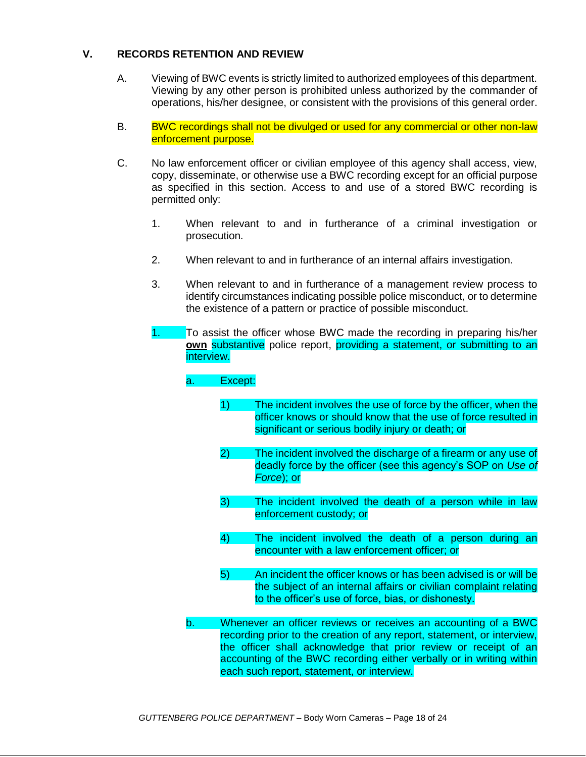## V. RECORDS RETENTION AND REVIEW

A. Viewing of BWC events is strictly limited to authorized employees of this department. Viewing by any other person is prohibited unless authorized by the commander of operations, his/her designee, or consistent with the provisions of this general order.

B. BWC recordings shall not be divulged or used for any commercial or other non-law enforcement purpose.

C. No law enforcement officer or civilian employee of this agency shall access, view, copy, disseminate, or otherwise use a BWC recording except for an official purpose as specified in this section. Access to and use of a stored BWC recording is permitted only:

1. When relevant to and in furtherance of a criminal investigation or prosecution.

2. When relevant to and in furtherance of an internal affairs investigation.

3. When relevant to and in furtherance of a management review process to identify circumstances indicating possible police misconduct, or to determine the existence of a pattern or practice of possible misconduct.

1. To assist the officer whose BWC made the recording in preparing his/her **own** substantive police report, providing a statement, or submitting to an interview.

   a. Except:

      1) The incident involves the use of force by the officer, when the officer knows or should know that the use of force resulted in significant or serious bodily injury or death; or

      2) The incident involved the discharge of a firearm or any use of deadly force by the officer (see this agency's SOP on *Use of Force*); or

      3) The incident involved the death of a person while in law enforcement custody; or

      4) The incident involved the death of a person during an encounter with a law enforcement officer; or

      5) An incident the officer knows or has been advised is or will be the subject of an internal affairs or civilian complaint relating to the officer's use of force, bias, or dishonesty.

   b. Whenever an officer reviews or receives an accounting of a BWC recording prior to the creation of any report, statement, or interview, the officer shall acknowledge that prior review or receipt of an accounting of the BWC recording either verbally or in writing within each such report, statement, or interview.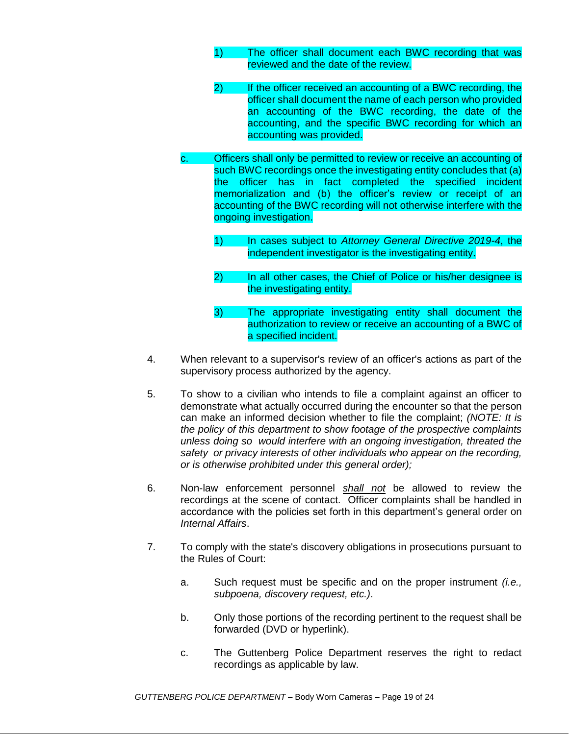1) The officer shall document each BWC recording that was reviewed and the date of the review.

2) If the officer received an accounting of a BWC recording, the officer shall document the name of each person who provided an accounting of the BWC recording, the date of the accounting, and the specific BWC recording for which an accounting was provided.

c. Officers shall only be permitted to review or receive an accounting of such BWC recordings once the investigating entity concludes that (a) the officer has in fact completed the specified incident memorialization and (b) the officer's review or receipt of an accounting of the BWC recording will not otherwise interfere with the ongoing investigation.

1) In cases subject to *Attorney General Directive 2019-4*, the independent investigator is the investigating entity.

2) In all other cases, the Chief of Police or his/her designee is the investigating entity.

3) The appropriate investigating entity shall document the authorization to review or receive an accounting of a BWC of a specified incident.

4. When relevant to a supervisor's review of an officer's actions as part of the supervisory process authorized by the agency.

5. To show to a civilian who intends to file a complaint against an officer to demonstrate what actually occurred during the encounter so that the person can make an informed decision whether to file the complaint; *(NOTE: It is the policy of this department to show footage of the prospective complaints unless doing so would interfere with an ongoing investigation, threated the safety or privacy interests of other individuals who appear on the recording, or is otherwise prohibited under this general order);*

6. Non-law enforcement personnel ***shall not*** be allowed to review the recordings at the scene of contact. Officer complaints shall be handled in accordance with the policies set forth in this department's general order on *Internal Affairs*.

7. To comply with the state's discovery obligations in prosecutions pursuant to the Rules of Court:

a. Such request must be specific and on the proper instrument *(i.e., subpoena, discovery request, etc.)*.

b. Only those portions of the recording pertinent to the request shall be forwarded (DVD or hyperlink).

c. The Guttenberg Police Department reserves the right to redact recordings as applicable by law.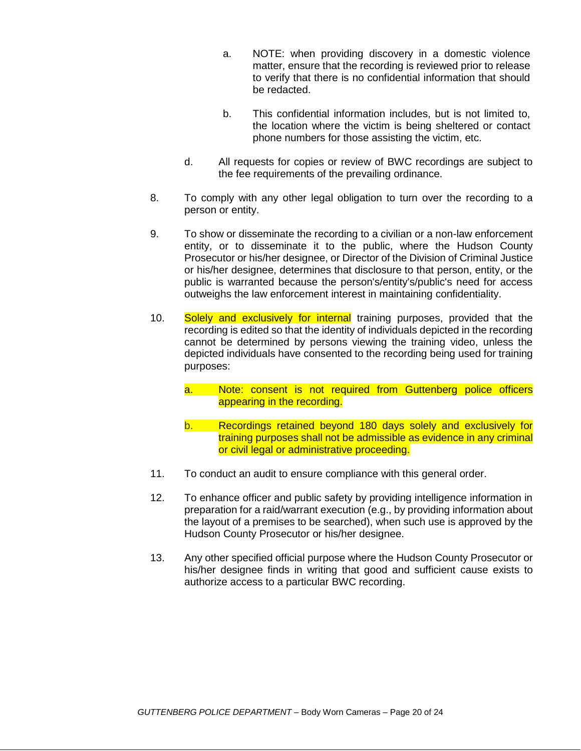a. NOTE: when providing discovery in a domestic violence matter, ensure that the recording is reviewed prior to release to verify that there is no confidential information that should be redacted.

b. This confidential information includes, but is not limited to, the location where the victim is being sheltered or contact phone numbers for those assisting the victim, etc.

d. All requests for copies or review of BWC recordings are subject to the fee requirements of the prevailing ordinance.

8. To comply with any other legal obligation to turn over the recording to a person or entity.

9. To show or disseminate the recording to a civilian or a non-law enforcement entity, or to disseminate it to the public, where the Hudson County Prosecutor or his/her designee, or Director of the Division of Criminal Justice or his/her designee, determines that disclosure to that person, entity, or the public is warranted because the person's/entity's/public's need for access outweighs the law enforcement interest in maintaining confidentiality.

10. Solely and exclusively for internal training purposes, provided that the recording is edited so that the identity of individuals depicted in the recording cannot be determined by persons viewing the training video, unless the depicted individuals have consented to the recording being used for training purposes:

    a. Note: consent is not required from Guttenberg police officers appearing in the recording.

    b. Recordings retained beyond 180 days solely and exclusively for training purposes shall not be admissible as evidence in any criminal or civil legal or administrative proceeding.

11. To conduct an audit to ensure compliance with this general order.

12. To enhance officer and public safety by providing intelligence information in preparation for a raid/warrant execution (e.g., by providing information about the layout of a premises to be searched), when such use is approved by the Hudson County Prosecutor or his/her designee.

13. Any other specified official purpose where the Hudson County Prosecutor or his/her designee finds in writing that good and sufficient cause exists to authorize access to a particular BWC recording.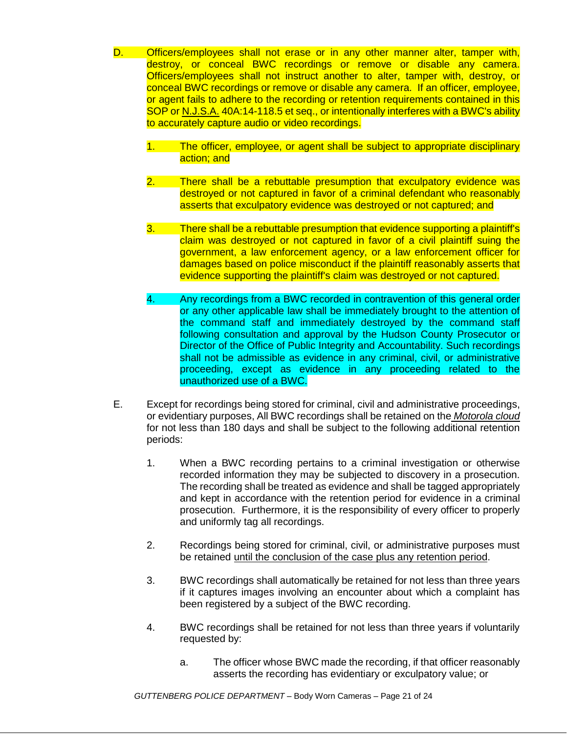D. Officers/employees shall not erase or in any other manner alter, tamper with, destroy, or conceal BWC recordings or remove or disable any camera. Officers/employees shall not instruct another to alter, tamper with, destroy, or conceal BWC recordings or remove or disable any camera. If an officer, employee, or agent fails to adhere to the recording or retention requirements contained in this SOP or N.J.S.A. 40A:14-118.5 et seq., or intentionally interferes with a BWC's ability to accurately capture audio or video recordings.

   1. The officer, employee, or agent shall be subject to appropriate disciplinary action; and

   2. There shall be a rebuttable presumption that exculpatory evidence was destroyed or not captured in favor of a criminal defendant who reasonably asserts that exculpatory evidence was destroyed or not captured; and

   3. There shall be a rebuttable presumption that evidence supporting a plaintiff's claim was destroyed or not captured in favor of a civil plaintiff suing the government, a law enforcement agency, or a law enforcement officer for damages based on police misconduct if the plaintiff reasonably asserts that evidence supporting the plaintiff's claim was destroyed or not captured.

   4. Any recordings from a BWC recorded in contravention of this general order or any other applicable law shall be immediately brought to the attention of the command staff and immediately destroyed by the command staff following consultation and approval by the Hudson County Prosecutor or Director of the Office of Public Integrity and Accountability. Such recordings shall not be admissible as evidence in any criminal, civil, or administrative proceeding, except as evidence in any proceeding related to the unauthorized use of a BWC.

E. Except for recordings being stored for criminal, civil and administrative proceedings, or evidentiary purposes, All BWC recordings shall be retained on the *Motorola cloud* for not less than 180 days and shall be subject to the following additional retention periods:

   1. When a BWC recording pertains to a criminal investigation or otherwise recorded information they may be subjected to discovery in a prosecution. The recording shall be treated as evidence and shall be tagged appropriately and kept in accordance with the retention period for evidence in a criminal prosecution. Furthermore, it is the responsibility of every officer to properly and uniformly tag all recordings.

   2. Recordings being stored for criminal, civil, or administrative purposes must be retained until the conclusion of the case plus any retention period.

   3. BWC recordings shall automatically be retained for not less than three years if it captures images involving an encounter about which a complaint has been registered by a subject of the BWC recording.

   4. BWC recordings shall be retained for not less than three years if voluntarily requested by:

      a. The officer whose BWC made the recording, if that officer reasonably asserts the recording has evidentiary or exculpatory value; or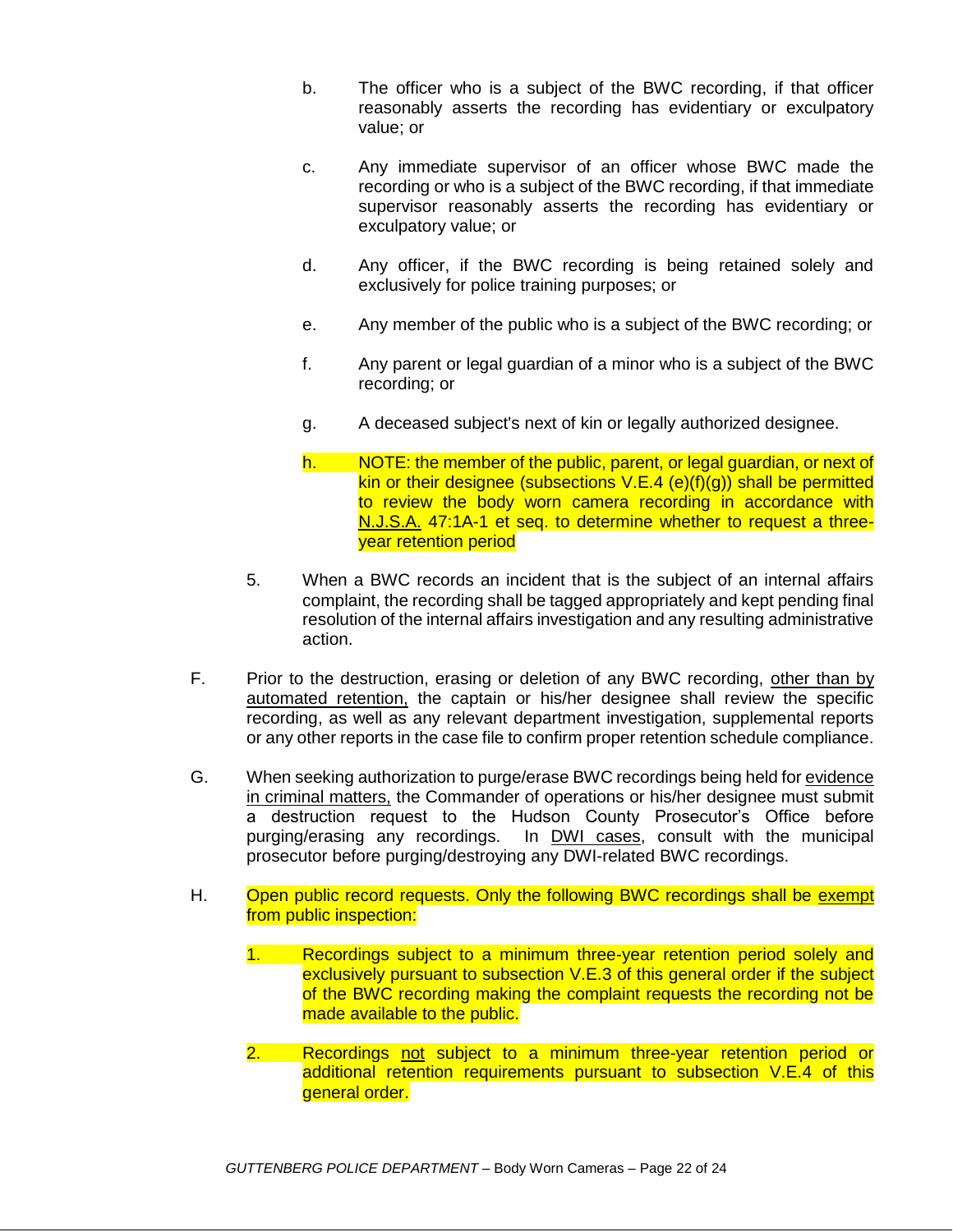b. The officer who is a subject of the BWC recording, if that officer reasonably asserts the recording has evidentiary or exculpatory value; or

c. Any immediate supervisor of an officer whose BWC made the recording or who is a subject of the BWC recording, if that immediate supervisor reasonably asserts the recording has evidentiary or exculpatory value; or

d. Any officer, if the BWC recording is being retained solely and exclusively for police training purposes; or

e. Any member of the public who is a subject of the BWC recording; or

f. Any parent or legal guardian of a minor who is a subject of the BWC recording; or

g. A deceased subject's next of kin or legally authorized designee.

h. NOTE: the member of the public, parent, or legal guardian, or next of kin or their designee (subsections V.E.4 (e)(f)(g)) shall be permitted to review the body worn camera recording in accordance with N.J.S.A. 47:1A-1 et seq. to determine whether to request a three-year retention period

5. When a BWC records an incident that is the subject of an internal affairs complaint, the recording shall be tagged appropriately and kept pending final resolution of the internal affairs investigation and any resulting administrative action.

F. Prior to the destruction, erasing or deletion of any BWC recording, other than by automated retention, the captain or his/her designee shall review the specific recording, as well as any relevant department investigation, supplemental reports or any other reports in the case file to confirm proper retention schedule compliance.

G. When seeking authorization to purge/erase BWC recordings being held for evidence in criminal matters, the Commander of operations or his/her designee must submit a destruction request to the Hudson County Prosecutor's Office before purging/erasing any recordings. In DWI cases, consult with the municipal prosecutor before purging/destroying any DWI-related BWC recordings.

H. Open public record requests. Only the following BWC recordings shall be exempt from public inspection:

1. Recordings subject to a minimum three-year retention period solely and exclusively pursuant to subsection V.E.3 of this general order if the subject of the BWC recording making the complaint requests the recording not be made available to the public.

2. Recordings not subject to a minimum three-year retention period or additional retention requirements pursuant to subsection V.E.4 of this general order.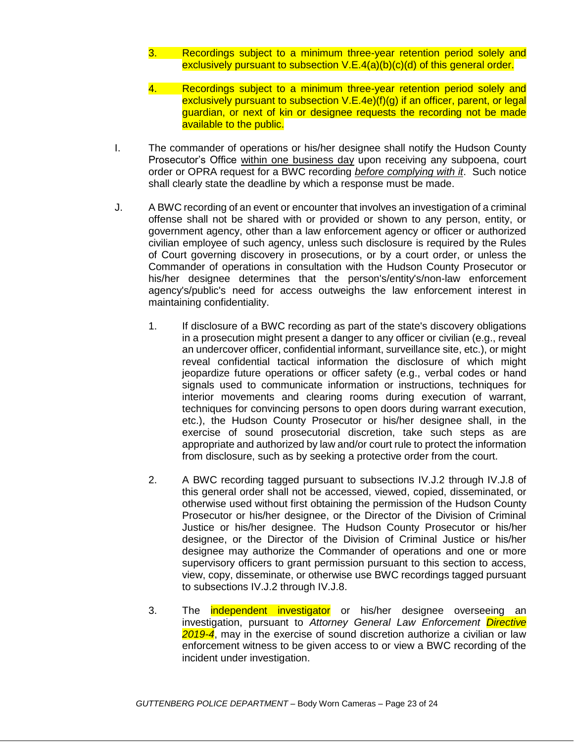3. Recordings subject to a minimum three-year retention period solely and exclusively pursuant to subsection V.E.4(a)(b)(c)(d) of this general order.

4. Recordings subject to a minimum three-year retention period solely and exclusively pursuant to subsection V.E.4e)(f)(g) if an officer, parent, or legal guardian, or next of kin or designee requests the recording not be made available to the public.

I. The commander of operations or his/her designee shall notify the Hudson County Prosecutor's Office within one business day upon receiving any subpoena, court order or OPRA request for a BWC recording *before complying with it*. Such notice shall clearly state the deadline by which a response must be made.

J. A BWC recording of an event or encounter that involves an investigation of a criminal offense shall not be shared with or provided or shown to any person, entity, or government agency, other than a law enforcement agency or officer or authorized civilian employee of such agency, unless such disclosure is required by the Rules of Court governing discovery in prosecutions, or by a court order, or unless the Commander of operations in consultation with the Hudson County Prosecutor or his/her designee determines that the person's/entity's/non-law enforcement agency's/public's need for access outweighs the law enforcement interest in maintaining confidentiality.

1. If disclosure of a BWC recording as part of the state's discovery obligations in a prosecution might present a danger to any officer or civilian (e.g., reveal an undercover officer, confidential informant, surveillance site, etc.), or might reveal confidential tactical information the disclosure of which might jeopardize future operations or officer safety (e.g., verbal codes or hand signals used to communicate information or instructions, techniques for interior movements and clearing rooms during execution of warrant, techniques for convincing persons to open doors during warrant execution, etc.), the Hudson County Prosecutor or his/her designee shall, in the exercise of sound prosecutorial discretion, take such steps as are appropriate and authorized by law and/or court rule to protect the information from disclosure, such as by seeking a protective order from the court.

2. A BWC recording tagged pursuant to subsections IV.J.2 through IV.J.8 of this general order shall not be accessed, viewed, copied, disseminated, or otherwise used without first obtaining the permission of the Hudson County Prosecutor or his/her designee, or the Director of the Division of Criminal Justice or his/her designee. The Hudson County Prosecutor or his/her designee, or the Director of the Division of Criminal Justice or his/her designee may authorize the Commander of operations and one or more supervisory officers to grant permission pursuant to this section to access, view, copy, disseminate, or otherwise use BWC recordings tagged pursuant to subsections IV.J.2 through IV.J.8.

3. The independent investigator or his/her designee overseeing an investigation, pursuant to *Attorney General Law Enforcement Directive 2019-4*, may in the exercise of sound discretion authorize a civilian or law enforcement witness to be given access to or view a BWC recording of the incident under investigation.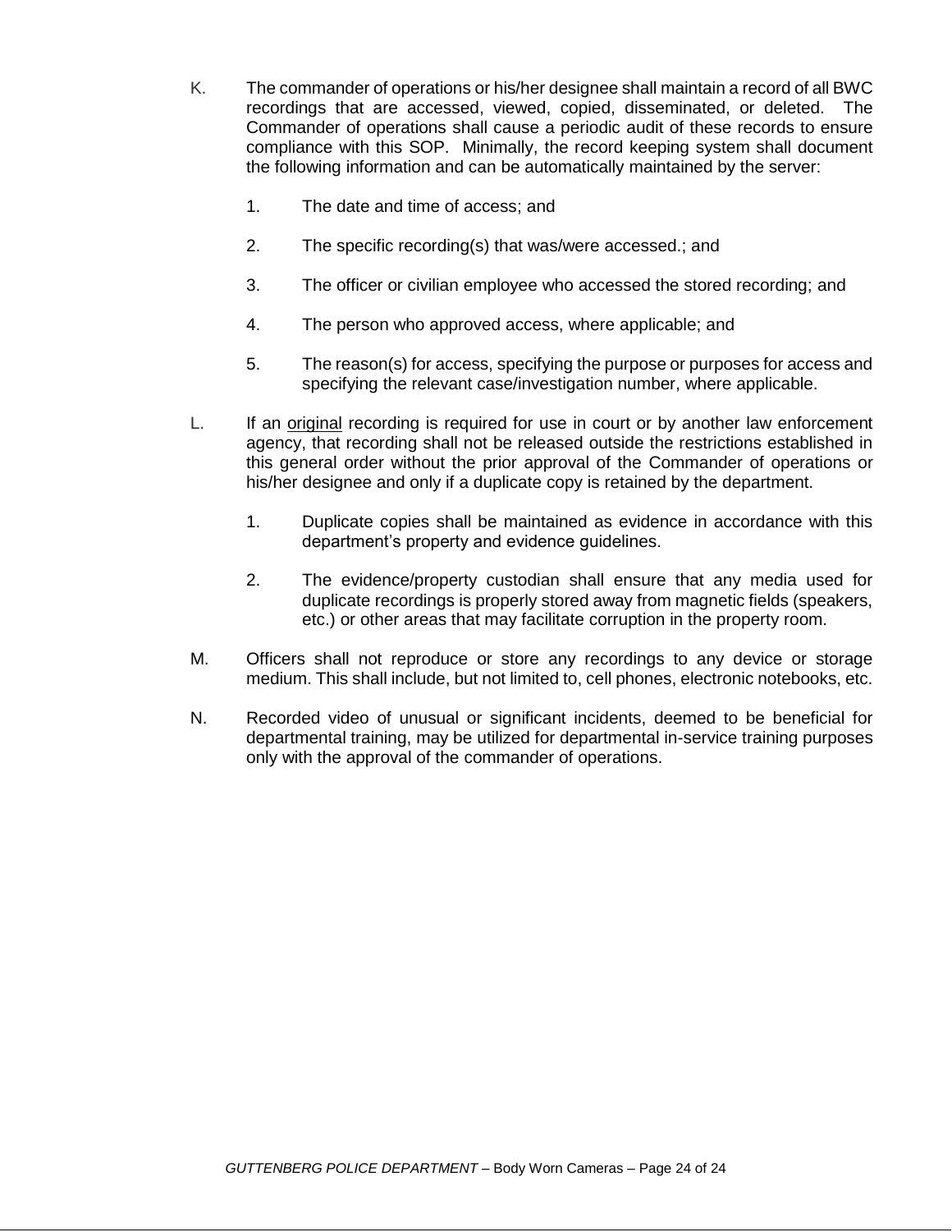K. The commander of operations or his/her designee shall maintain a record of all BWC recordings that are accessed, viewed, copied, disseminated, or deleted. The Commander of operations shall cause a periodic audit of these records to ensure compliance with this SOP. Minimally, the record keeping system shall document the following information and can be automatically maintained by the server:

1. The date and time of access; and

2. The specific recording(s) that was/were accessed.; and

3. The officer or civilian employee who accessed the stored recording; and

4. The person who approved access, where applicable; and

5. The reason(s) for access, specifying the purpose or purposes for access and specifying the relevant case/investigation number, where applicable.

L. If an <u>original</u> recording is required for use in court or by another law enforcement agency, that recording shall not be released outside the restrictions established in this general order without the prior approval of the Commander of operations or his/her designee and only if a duplicate copy is retained by the department.

1. Duplicate copies shall be maintained as evidence in accordance with this department's property and evidence guidelines.

2. The evidence/property custodian shall ensure that any media used for duplicate recordings is properly stored away from magnetic fields (speakers, etc.) or other areas that may facilitate corruption in the property room.

M. Officers shall not reproduce or store any recordings to any device or storage medium. This shall include, but not limited to, cell phones, electronic notebooks, etc.

N. Recorded video of unusual or significant incidents, deemed to be beneficial for departmental training, may be utilized for departmental in-service training purposes only with the approval of the commander of operations.